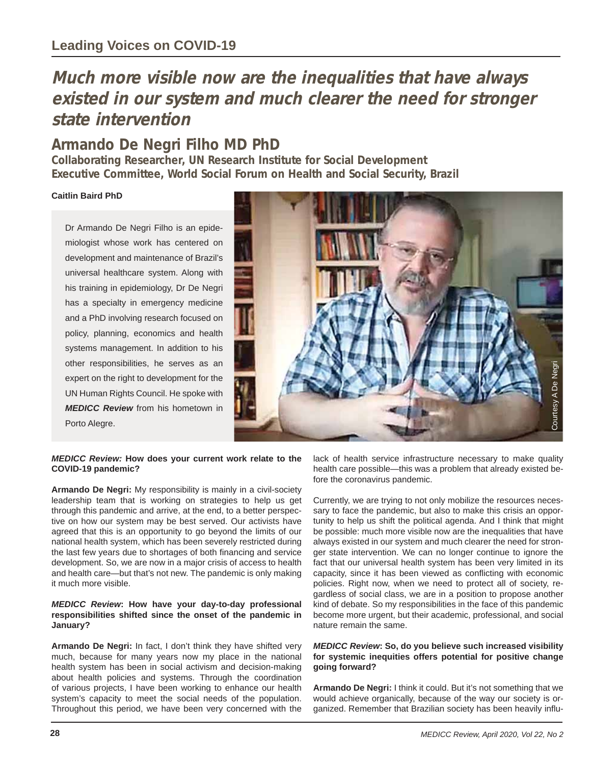## Leading Voices on COVID-19

# Much more visible now are the inequalities that have always existed in our system and much clearer the need for stronger state intervention

## Armando De Negri Filho MD PhD

**Collaborating Researcher, UN Research Institute for Social Development**
**Executive Committee, World Social Forum on Health and Social Security, Brazil**

**Caitlin Baird PhD**

Dr Armando De Negri Filho is an epidemiologist whose work has centered on development and maintenance of Brazil's universal healthcare system. Along with his training in epidemiology, Dr De Negri has a specialty in emergency medicine and a PhD involving research focused on policy, planning, economics and health systems management. In addition to his other responsibilities, he serves as an expert on the right to development for the UN Human Rights Council. He spoke with ***MEDICC Review*** from his hometown in Porto Alegre.

Courtesy A De Negri

***MEDICC Review:*** **How does your current work relate to the COVID-19 pandemic?**

**Armando De Negri:** My responsibility is mainly in a civil-society leadership team that is working on strategies to help us get through this pandemic and arrive, at the end, to a better perspective on how our system may be best served. Our activists have agreed that this is an opportunity to go beyond the limits of our national health system, which has been severely restricted during the last few years due to shortages of both financing and service development. So, we are now in a major crisis of access to health and health care—but that's not new. The pandemic is only making it much more visible.

***MEDICC Review*****: How have your day-to-day professional responsibilities shifted since the onset of the pandemic in January?**

**Armando De Negri:** In fact, I don't think they have shifted very much, because for many years now my place in the national health system has been in social activism and decision-making about health policies and systems. Through the coordination of various projects, I have been working to enhance our health system's capacity to meet the social needs of the population. Throughout this period, we have been very concerned with the lack of health service infrastructure necessary to make quality health care possible—this was a problem that already existed before the coronavirus pandemic.

Currently, we are trying to not only mobilize the resources necessary to face the pandemic, but also to make this crisis an opportunity to help us shift the political agenda. And I think that might be possible: much more visible now are the inequalities that have always existed in our system and much clearer the need for stronger state intervention. We can no longer continue to ignore the fact that our universal health system has been very limited in its capacity, since it has been viewed as conflicting with economic policies. Right now, when we need to protect all of society, regardless of social class, we are in a position to propose another kind of debate. So my responsibilities in the face of this pandemic become more urgent, but their academic, professional, and social nature remain the same.

***MEDICC Review*****: So, do you believe such increased visibility for systemic inequities offers potential for positive change going forward?**

**Armando De Negri:** I think it could. But it's not something that we would achieve organically, because of the way our society is organized. Remember that Brazilian society has been heavily influ-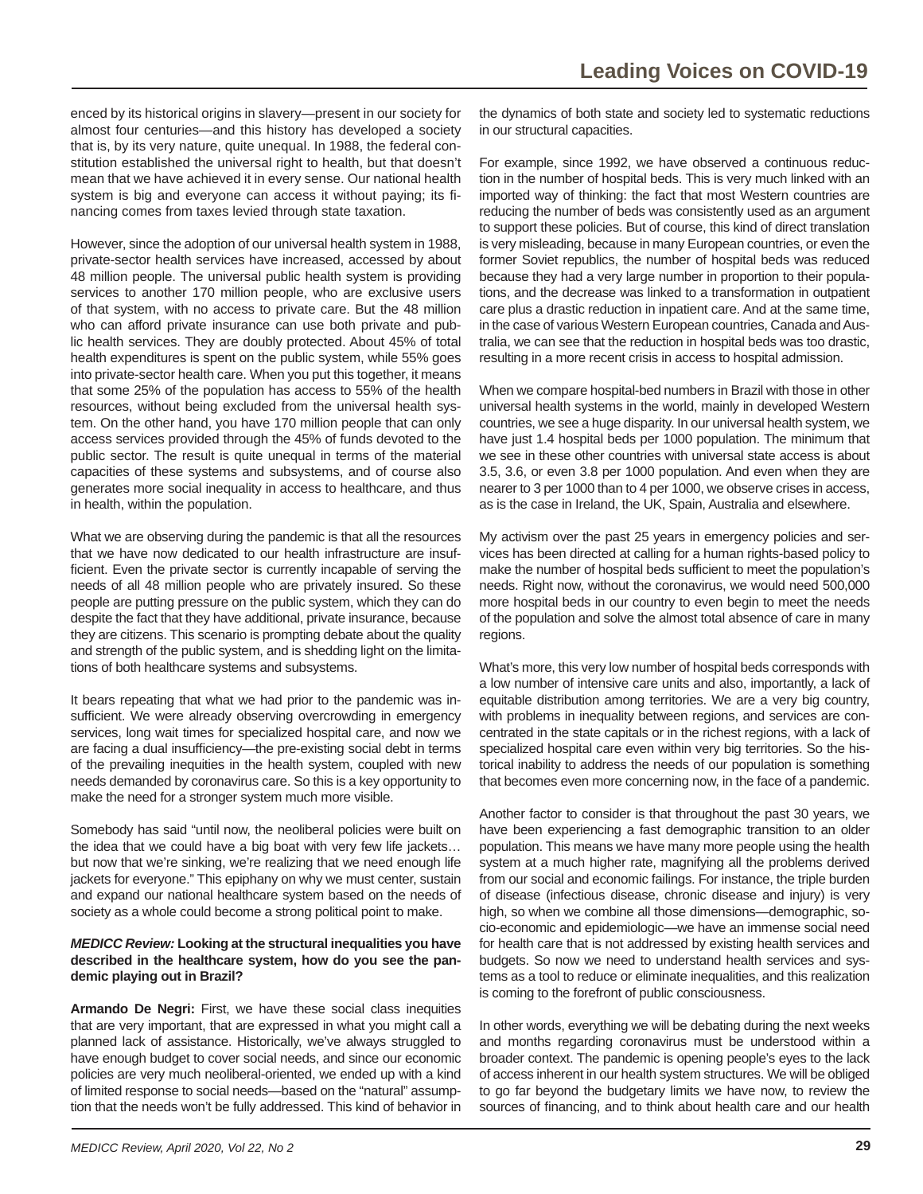enced by its historical origins in slavery—present in our society for almost four centuries—and this history has developed a society that is, by its very nature, quite unequal. In 1988, the federal constitution established the universal right to health, but that doesn't mean that we have achieved it in every sense. Our national health system is big and everyone can access it without paying; its financing comes from taxes levied through state taxation.

However, since the adoption of our universal health system in 1988, private-sector health services have increased, accessed by about 48 million people. The universal public health system is providing services to another 170 million people, who are exclusive users of that system, with no access to private care. But the 48 million who can afford private insurance can use both private and public health services. They are doubly protected. About 45% of total health expenditures is spent on the public system, while 55% goes into private-sector health care. When you put this together, it means that some 25% of the population has access to 55% of the health resources, without being excluded from the universal health system. On the other hand, you have 170 million people that can only access services provided through the 45% of funds devoted to the public sector. The result is quite unequal in terms of the material capacities of these systems and subsystems, and of course also generates more social inequality in access to healthcare, and thus in health, within the population.

What we are observing during the pandemic is that all the resources that we have now dedicated to our health infrastructure are insufficient. Even the private sector is currently incapable of serving the needs of all 48 million people who are privately insured. So these people are putting pressure on the public system, which they can do despite the fact that they have additional, private insurance, because they are citizens. This scenario is prompting debate about the quality and strength of the public system, and is shedding light on the limitations of both healthcare systems and subsystems.

It bears repeating that what we had prior to the pandemic was insufficient. We were already observing overcrowding in emergency services, long wait times for specialized hospital care, and now we are facing a dual insufficiency—the pre-existing social debt in terms of the prevailing inequities in the health system, coupled with new needs demanded by coronavirus care. So this is a key opportunity to make the need for a stronger system much more visible.

Somebody has said "until now, the neoliberal policies were built on the idea that we could have a big boat with very few life jackets… but now that we're sinking, we're realizing that we need enough life jackets for everyone." This epiphany on why we must center, sustain and expand our national healthcare system based on the needs of society as a whole could become a strong political point to make.

***MEDICC Review:*** **Looking at the structural inequalities you have described in the healthcare system, how do you see the pandemic playing out in Brazil?**

**Armando De Negri:** First, we have these social class inequities that are very important, that are expressed in what you might call a planned lack of assistance. Historically, we've always struggled to have enough budget to cover social needs, and since our economic policies are very much neoliberal-oriented, we ended up with a kind of limited response to social needs—based on the "natural" assumption that the needs won't be fully addressed. This kind of behavior in the dynamics of both state and society led to systematic reductions in our structural capacities.

For example, since 1992, we have observed a continuous reduction in the number of hospital beds. This is very much linked with an imported way of thinking: the fact that most Western countries are reducing the number of beds was consistently used as an argument to support these policies. But of course, this kind of direct translation is very misleading, because in many European countries, or even the former Soviet republics, the number of hospital beds was reduced because they had a very large number in proportion to their populations, and the decrease was linked to a transformation in outpatient care plus a drastic reduction in inpatient care. And at the same time, in the case of various Western European countries, Canada and Australia, we can see that the reduction in hospital beds was too drastic, resulting in a more recent crisis in access to hospital admission.

When we compare hospital-bed numbers in Brazil with those in other universal health systems in the world, mainly in developed Western countries, we see a huge disparity. In our universal health system, we have just 1.4 hospital beds per 1000 population. The minimum that we see in these other countries with universal state access is about 3.5, 3.6, or even 3.8 per 1000 population. And even when they are nearer to 3 per 1000 than to 4 per 1000, we observe crises in access, as is the case in Ireland, the UK, Spain, Australia and elsewhere.

My activism over the past 25 years in emergency policies and services has been directed at calling for a human rights-based policy to make the number of hospital beds sufficient to meet the population's needs. Right now, without the coronavirus, we would need 500,000 more hospital beds in our country to even begin to meet the needs of the population and solve the almost total absence of care in many regions.

What's more, this very low number of hospital beds corresponds with a low number of intensive care units and also, importantly, a lack of equitable distribution among territories. We are a very big country, with problems in inequality between regions, and services are concentrated in the state capitals or in the richest regions, with a lack of specialized hospital care even within very big territories. So the historical inability to address the needs of our population is something that becomes even more concerning now, in the face of a pandemic.

Another factor to consider is that throughout the past 30 years, we have been experiencing a fast demographic transition to an older population. This means we have many more people using the health system at a much higher rate, magnifying all the problems derived from our social and economic failings. For instance, the triple burden of disease (infectious disease, chronic disease and injury) is very high, so when we combine all those dimensions—demographic, socio-economic and epidemiologic—we have an immense social need for health care that is not addressed by existing health services and budgets. So now we need to understand health services and systems as a tool to reduce or eliminate inequalities, and this realization is coming to the forefront of public consciousness.

In other words, everything we will be debating during the next weeks and months regarding coronavirus must be understood within a broader context. The pandemic is opening people's eyes to the lack of access inherent in our health system structures. We will be obliged to go far beyond the budgetary limits we have now, to review the sources of financing, and to think about health care and our health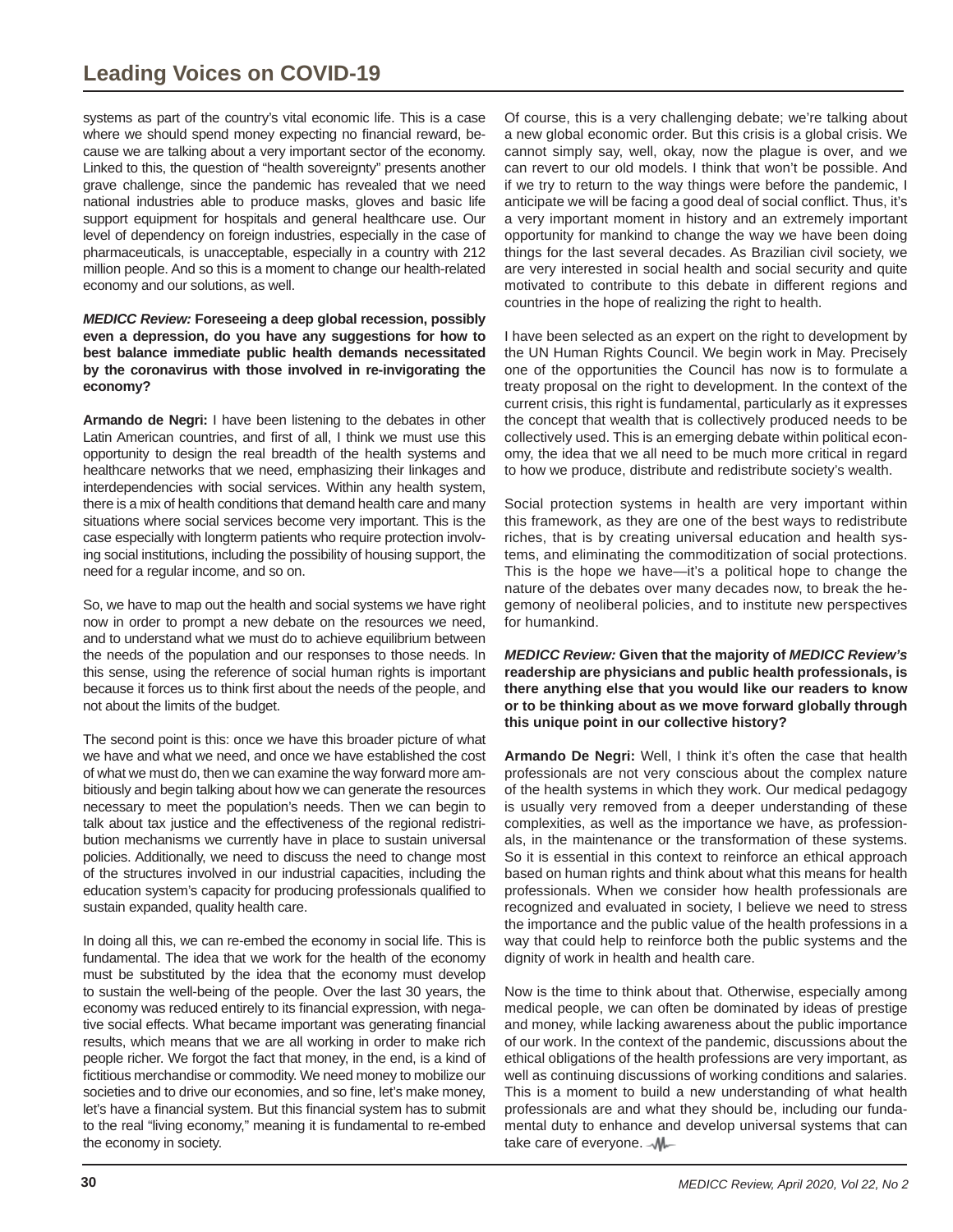systems as part of the country's vital economic life. This is a case where we should spend money expecting no financial reward, because we are talking about a very important sector of the economy. Linked to this, the question of "health sovereignty" presents another grave challenge, since the pandemic has revealed that we need national industries able to produce masks, gloves and basic life support equipment for hospitals and general healthcare use. Our level of dependency on foreign industries, especially in the case of pharmaceuticals, is unacceptable, especially in a country with 212 million people. And so this is a moment to change our health-related economy and our solutions, as well.

***MEDICC Review:*** **Foreseeing a deep global recession, possibly even a depression, do you have any suggestions for how to best balance immediate public health demands necessitated by the coronavirus with those involved in re-invigorating the economy?**

**Armando de Negri:** I have been listening to the debates in other Latin American countries, and first of all, I think we must use this opportunity to design the real breadth of the health systems and healthcare networks that we need, emphasizing their linkages and interdependencies with social services. Within any health system, there is a mix of health conditions that demand health care and many situations where social services become very important. This is the case especially with longterm patients who require protection involving social institutions, including the possibility of housing support, the need for a regular income, and so on.

So, we have to map out the health and social systems we have right now in order to prompt a new debate on the resources we need, and to understand what we must do to achieve equilibrium between the needs of the population and our responses to those needs. In this sense, using the reference of social human rights is important because it forces us to think first about the needs of the people, and not about the limits of the budget.

The second point is this: once we have this broader picture of what we have and what we need, and once we have established the cost of what we must do, then we can examine the way forward more ambitiously and begin talking about how we can generate the resources necessary to meet the population's needs. Then we can begin to talk about tax justice and the effectiveness of the regional redistribution mechanisms we currently have in place to sustain universal policies. Additionally, we need to discuss the need to change most of the structures involved in our industrial capacities, including the education system's capacity for producing professionals qualified to sustain expanded, quality health care.

In doing all this, we can re-embed the economy in social life. This is fundamental. The idea that we work for the health of the economy must be substituted by the idea that the economy must develop to sustain the well-being of the people. Over the last 30 years, the economy was reduced entirely to its financial expression, with negative social effects. What became important was generating financial results, which means that we are all working in order to make rich people richer. We forgot the fact that money, in the end, is a kind of fictitious merchandise or commodity. We need money to mobilize our societies and to drive our economies, and so fine, let's make money, let's have a financial system. But this financial system has to submit to the real "living economy," meaning it is fundamental to re-embed the economy in society.

Of course, this is a very challenging debate; we're talking about a new global economic order. But this crisis is a global crisis. We cannot simply say, well, okay, now the plague is over, and we can revert to our old models. I think that won't be possible. And if we try to return to the way things were before the pandemic, I anticipate we will be facing a good deal of social conflict. Thus, it's a very important moment in history and an extremely important opportunity for mankind to change the way we have been doing things for the last several decades. As Brazilian civil society, we are very interested in social health and social security and quite motivated to contribute to this debate in different regions and countries in the hope of realizing the right to health.

I have been selected as an expert on the right to development by the UN Human Rights Council. We begin work in May. Precisely one of the opportunities the Council has now is to formulate a treaty proposal on the right to development. In the context of the current crisis, this right is fundamental, particularly as it expresses the concept that wealth that is collectively produced needs to be collectively used. This is an emerging debate within political economy, the idea that we all need to be much more critical in regard to how we produce, distribute and redistribute society's wealth.

Social protection systems in health are very important within this framework, as they are one of the best ways to redistribute riches, that is by creating universal education and health systems, and eliminating the commoditization of social protections. This is the hope we have—it's a political hope to change the nature of the debates over many decades now, to break the hegemony of neoliberal policies, and to institute new perspectives for humankind.

***MEDICC Review:*** **Given that the majority of *MEDICC Review's* readership are physicians and public health professionals, is there anything else that you would like our readers to know or to be thinking about as we move forward globally through this unique point in our collective history?**

**Armando De Negri:** Well, I think it's often the case that health professionals are not very conscious about the complex nature of the health systems in which they work. Our medical pedagogy is usually very removed from a deeper understanding of these complexities, as well as the importance we have, as professionals, in the maintenance or the transformation of these systems. So it is essential in this context to reinforce an ethical approach based on human rights and think about what this means for health professionals. When we consider how health professionals are recognized and evaluated in society, I believe we need to stress the importance and the public value of the health professions in a way that could help to reinforce both the public systems and the dignity of work in health and health care.

Now is the time to think about that. Otherwise, especially among medical people, we can often be dominated by ideas of prestige and money, while lacking awareness about the public importance of our work. In the context of the pandemic, discussions about the ethical obligations of the health professions are very important, as well as continuing discussions of working conditions and salaries. This is a moment to build a new understanding of what health professionals are and what they should be, including our fundamental duty to enhance and develop universal systems that can take care of everyone.